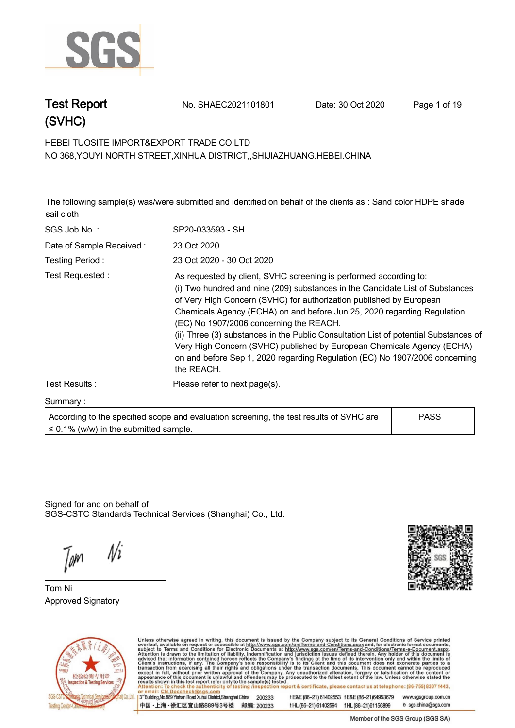# Test Report (SVHC)

No. SHAEC2021101801 Date: 30 Oct 2020

HEBEI TUOSITE IMPORT&EXPORT TRADE CO LTD
NO 368,YOUYI NORTH STREET,XINHUA DISTRICT,,SHIJIAZHUANG.HEBEI.CHINA

The following sample(s) was/were submitted and identified on behalf of the clients as : Sand color HDPE shade sail cloth

| | |
|---|---|
| SGS Job No. : | SP20-033593 - SH |
| Date of Sample Received : | 23 Oct 2020 |
| Testing Period : | 23 Oct 2020 - 30 Oct 2020 |
| Test Requested : | As requested by client, SVHC screening is performed according to: (i) Two hundred and nine (209) substances in the Candidate List of Substances of Very High Concern (SVHC) for authorization published by European Chemicals Agency (ECHA) on and before Jun 25, 2020 regarding Regulation (EC) No 1907/2006 concerning the REACH. (ii) Three (3) substances in the Public Consultation List of potential Substances of Very High Concern (SVHC) published by European Chemicals Agency (ECHA) on and before Sep 1, 2020 regarding Regulation (EC) No 1907/2006 concerning the REACH. |
| Test Results : | Please refer to next page(s). |

Summary :

| | |
|---|---|
| According to the specified scope and evaluation screening, the test results of SVHC are ≤ 0.1% (w/w) in the submitted sample. | PASS |

Signed for and on behalf of
SGS-CSTC Standards Technical Services (Shanghai) Co., Ltd.

Tom Ni
Approved Signatory

Unless otherwise agreed in writing, this document is issued by the Company subject to its General Conditions of Service printed overleaf, available on request or accessible at http://www.sgs.com/en/Terms-and-Conditions.aspx and, for electronic format documents, subject to Terms and Conditions for Electronic Documents at http://www.sgs.com/en/Terms-and-Conditions/Terms-e-Document.aspx. Attention is drawn to the limitation of liability, indemnification and jurisdiction issues defined therein. Any holder of this document is advised that information contained hereon reflects the Company's findings at the time of its intervention only and within the limits of Client's instructions, if any. The Company's sole responsibility is to its Client and this document does not exonerate parties to a transaction from exercising all their rights and obligations under the transaction documents. This document cannot be reproduced except in full, without prior written approval of the Company. Any unauthorized alteration, forgery or falsification of the content or appearance of this document is unlawful and offenders may be prosecuted to the fullest extent of the law. Unless otherwise stated the results shown in this test report refer only to the sample(s) tested .
Attention: To check the authenticity of testing /inspection report & certificate, please contact us at telephone: (86-755) 8307 1443, or email: CN.Doccheck@sgs.com

3rd Building,No.889 Yishan Road Xuhui District,Shanghai China 200233 t E&E (86–21) 61402553 f E&E (86–21)64953679 www.sgsgroup.com.cn
中国・上海・徐汇区宜山路889号3号楼 邮编: 200233 t HL (86–21) 61402594 f HL (86–21)61156899 e sgs.china@sgs.com

Member of the SGS Group (SGS SA)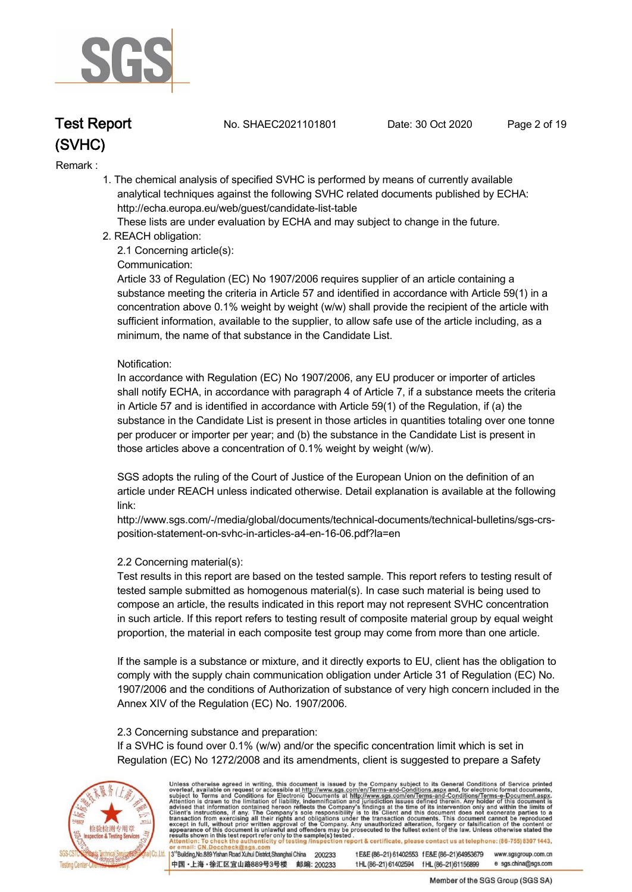Remark :

1. The chemical analysis of specified SVHC is performed by means of currently available analytical techniques against the following SVHC related documents published by ECHA: http://echa.europa.eu/web/guest/candidate-list-table
   These lists are under evaluation by ECHA and may subject to change in the future.
2. REACH obligation:
   2.1 Concerning article(s):
   Communication:
   Article 33 of Regulation (EC) No 1907/2006 requires supplier of an article containing a substance meeting the criteria in Article 57 and identified in accordance with Article 59(1) in a concentration above 0.1% weight by weight (w/w) shall provide the recipient of the article with sufficient information, available to the supplier, to allow safe use of the article including, as a minimum, the name of that substance in the Candidate List.

   Notification:
   In accordance with Regulation (EC) No 1907/2006, any EU producer or importer of articles shall notify ECHA, in accordance with paragraph 4 of Article 7, if a substance meets the criteria in Article 57 and is identified in accordance with Article 59(1) of the Regulation, if (a) the substance in the Candidate List is present in those articles in quantities totaling over one tonne per producer or importer per year; and (b) the substance in the Candidate List is present in those articles above a concentration of 0.1% weight by weight (w/w).

   SGS adopts the ruling of the Court of Justice of the European Union on the definition of an article under REACH unless indicated otherwise. Detail explanation is available at the following link:
   http://www.sgs.com/-/media/global/documents/technical-documents/technical-bulletins/sgs-crs-position-statement-on-svhc-in-articles-a4-en-16-06.pdf?la=en

   2.2 Concerning material(s):
   Test results in this report are based on the tested sample. This report refers to testing result of tested sample submitted as homogenous material(s). In case such material is being used to compose an article, the results indicated in this report may not represent SVHC concentration in such article. If this report refers to testing result of composite material group by equal weight proportion, the material in each composite test group may come from more than one article.

   If the sample is a substance or mixture, and it directly exports to EU, client has the obligation to comply with the supply chain communication obligation under Article 31 of Regulation (EC) No. 1907/2006 and the conditions of Authorization of substance of very high concern included in the Annex XIV of the Regulation (EC) No. 1907/2006.

   2.3 Concerning substance and preparation:
   If a SVHC is found over 0.1% (w/w) and/or the specific concentration limit which is set in Regulation (EC) No 1272/2008 and its amendments, client is suggested to prepare a Safety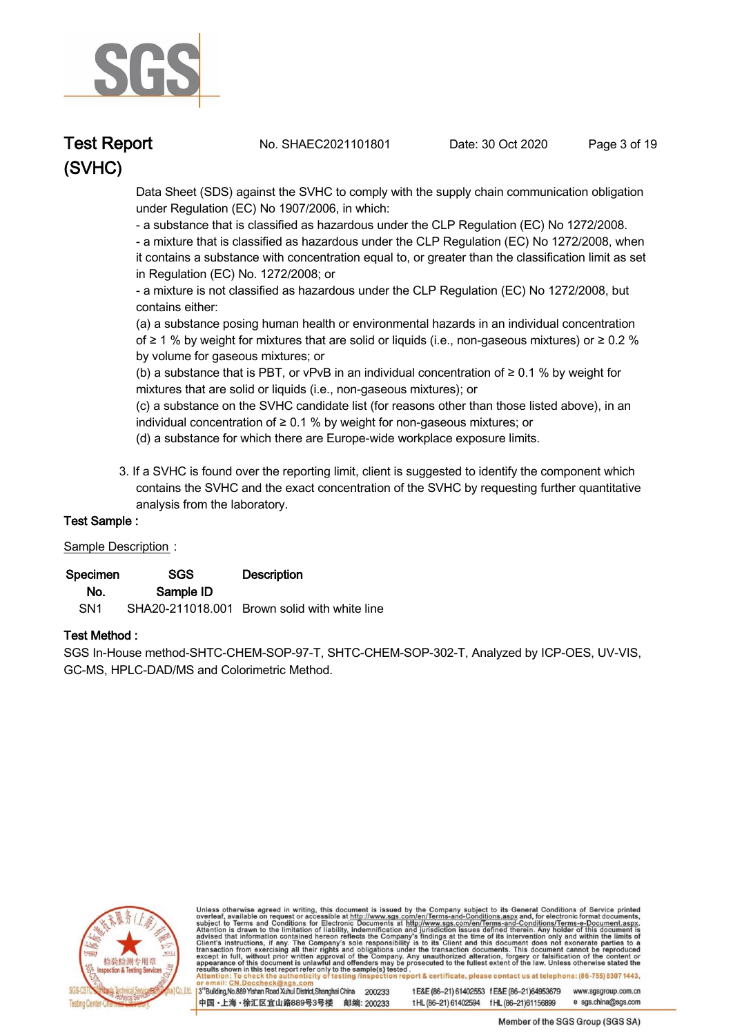Data Sheet (SDS) against the SVHC to comply with the supply chain communication obligation under Regulation (EC) No 1907/2006, in which:

- a substance that is classified as hazardous under the CLP Regulation (EC) No 1272/2008.
- a mixture that is classified as hazardous under the CLP Regulation (EC) No 1272/2008, when it contains a substance with concentration equal to, or greater than the classification limit as set in Regulation (EC) No. 1272/2008; or
- a mixture is not classified as hazardous under the CLP Regulation (EC) No 1272/2008, but contains either:

(a) a substance posing human health or environmental hazards in an individual concentration of ≥ 1 % by weight for mixtures that are solid or liquids (i.e., non-gaseous mixtures) or ≥ 0.2 % by volume for gaseous mixtures; or

(b) a substance that is PBT, or vPvB in an individual concentration of ≥ 0.1 % by weight for mixtures that are solid or liquids (i.e., non-gaseous mixtures); or

(c) a substance on the SVHC candidate list (for reasons other than those listed above), in an individual concentration of ≥ 0.1 % by weight for non-gaseous mixtures; or

(d) a substance for which there are Europe-wide workplace exposure limits.

3. If a SVHC is found over the reporting limit, client is suggested to identify the component which contains the SVHC and the exact concentration of the SVHC by requesting further quantitative analysis from the laboratory.

**Test Sample :**

Sample Description :

| Specimen No. | SGS Sample ID | Description |
|---|---|---|
| SN1 | SHA20-211018.001 | Brown solid with white line |

**Test Method :**

SGS In-House method-SHTC-CHEM-SOP-97-T, SHTC-CHEM-SOP-302-T, Analyzed by ICP-OES, UV-VIS, GC-MS, HPLC-DAD/MS and Colorimetric Method.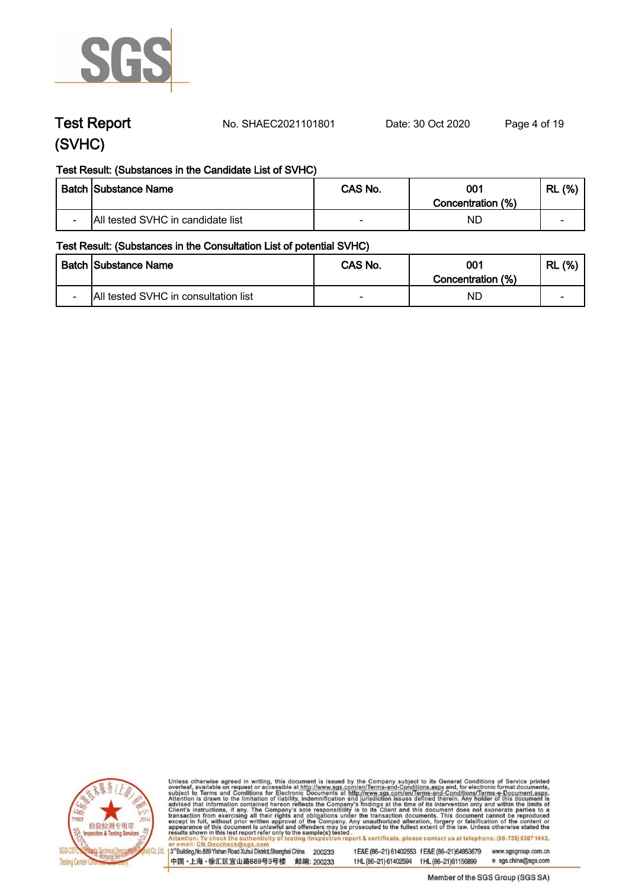# Test Report (SVHC)

No. SHAEC2021101801 Date: 30 Oct 2020

Test Result: (Substances in the Candidate List of SVHC)

| Batch | Substance Name | CAS No. | 001 Concentration (%) | RL (%) |
|---|---|---|---|---|
| - | All tested SVHC in candidate list | - | ND | - |

Test Result: (Substances in the Consultation List of potential SVHC)

| Batch | Substance Name | CAS No. | 001 Concentration (%) | RL (%) |
|---|---|---|---|---|
| - | All tested SVHC in consultation list | - | ND | - |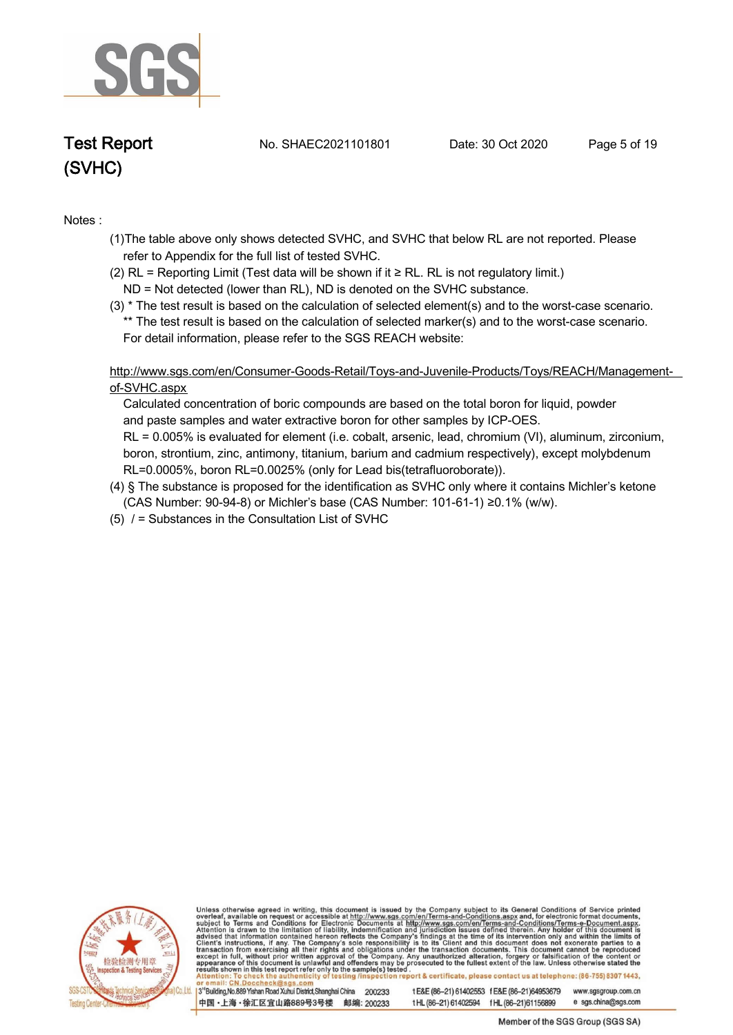Notes :

(1)The table above only shows detected SVHC, and SVHC that below RL are not reported. Please refer to Appendix for the full list of tested SVHC.

(2) RL = Reporting Limit (Test data will be shown if it ≥ RL. RL is not regulatory limit.)
ND = Not detected (lower than RL), ND is denoted on the SVHC substance.

(3) * The test result is based on the calculation of selected element(s) and to the worst-case scenario.
** The test result is based on the calculation of selected marker(s) and to the worst-case scenario.
For detail information, please refer to the SGS REACH website:

http://www.sgs.com/en/Consumer-Goods-Retail/Toys-and-Juvenile-Products/Toys/REACH/Management-of-SVHC.aspx

Calculated concentration of boric compounds are based on the total boron for liquid, powder and paste samples and water extractive boron for other samples by ICP-OES.
RL = 0.005% is evaluated for element (i.e. cobalt, arsenic, lead, chromium (VI), aluminum, zirconium, boron, strontium, zinc, antimony, titanium, barium and cadmium respectively), except molybdenum RL=0.0005%, boron RL=0.0025% (only for Lead bis(tetrafluoroborate)).

(4) § The substance is proposed for the identification as SVHC only where it contains Michler's ketone (CAS Number: 90-94-8) or Michler's base (CAS Number: 101-61-1) ≥0.1% (w/w).

(5) / = Substances in the Consultation List of SVHC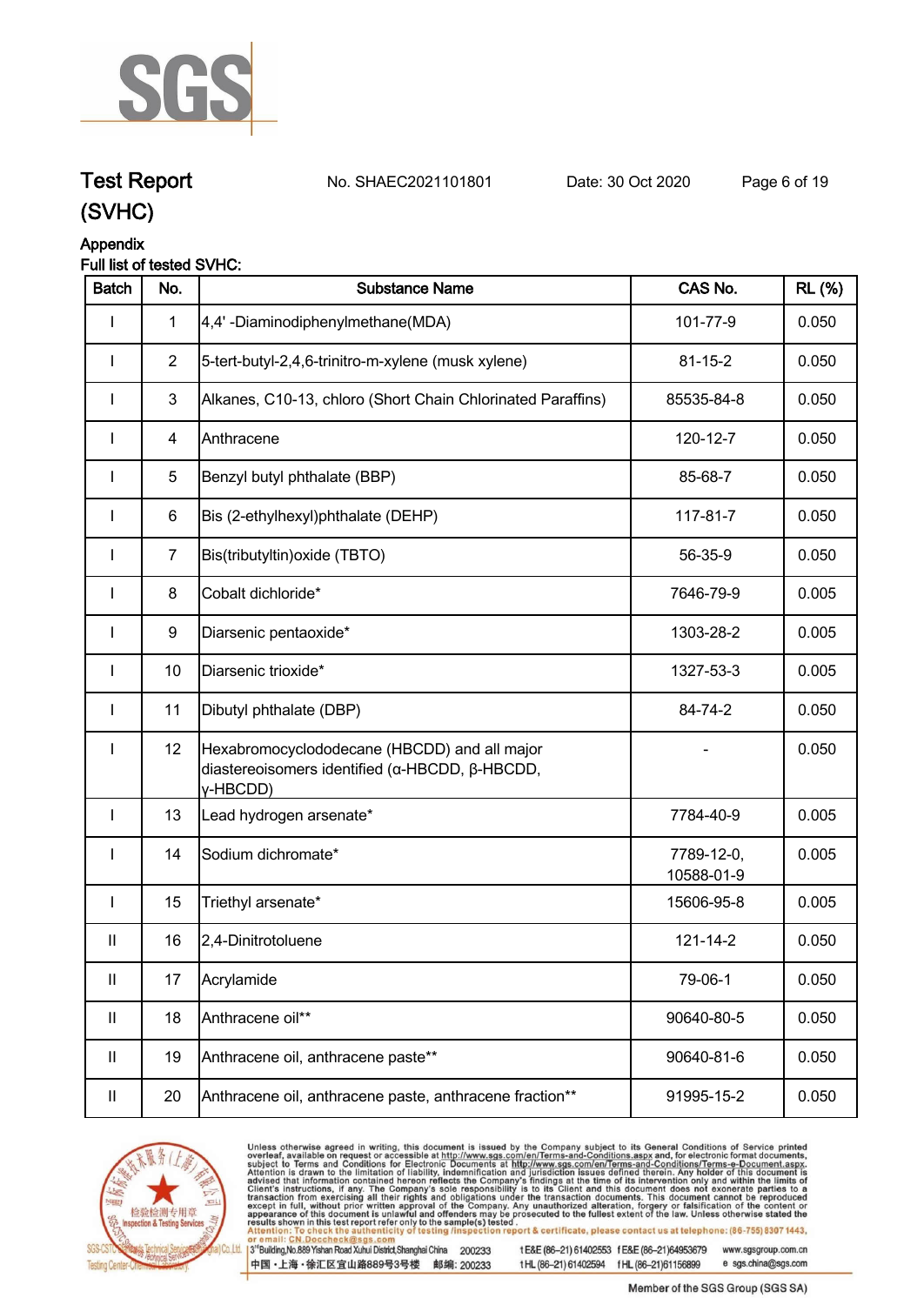# Test Report (SVHC)

No. SHAEC2021101801 Date: 30 Oct 2020

## Appendix

Full list of tested SVHC:

| Batch | No. | Substance Name | CAS No. | RL (%) |
|---|---|---|---|---|
| I | 1 | 4,4' -Diaminodiphenylmethane(MDA) | 101-77-9 | 0.050 |
| I | 2 | 5-tert-butyl-2,4,6-trinitro-m-xylene (musk xylene) | 81-15-2 | 0.050 |
| I | 3 | Alkanes, C10-13, chloro (Short Chain Chlorinated Paraffins) | 85535-84-8 | 0.050 |
| I | 4 | Anthracene | 120-12-7 | 0.050 |
| I | 5 | Benzyl butyl phthalate (BBP) | 85-68-7 | 0.050 |
| I | 6 | Bis (2-ethylhexyl)phthalate (DEHP) | 117-81-7 | 0.050 |
| I | 7 | Bis(tributyltin)oxide (TBTO) | 56-35-9 | 0.050 |
| I | 8 | Cobalt dichloride* | 7646-79-9 | 0.005 |
| I | 9 | Diarsenic pentaoxide* | 1303-28-2 | 0.005 |
| I | 10 | Diarsenic trioxide* | 1327-53-3 | 0.005 |
| I | 11 | Dibutyl phthalate (DBP) | 84-74-2 | 0.050 |
| I | 12 | Hexabromocyclododecane (HBCDD) and all major diastereoisomers identified (α-HBCDD, β-HBCDD, γ-HBCDD) | - | 0.050 |
| I | 13 | Lead hydrogen arsenate* | 7784-40-9 | 0.005 |
| I | 14 | Sodium dichromate* | 7789-12-0, 10588-01-9 | 0.005 |
| I | 15 | Triethyl arsenate* | 15606-95-8 | 0.005 |
| II | 16 | 2,4-Dinitrotoluene | 121-14-2 | 0.050 |
| II | 17 | Acrylamide | 79-06-1 | 0.050 |
| II | 18 | Anthracene oil** | 90640-80-5 | 0.050 |
| II | 19 | Anthracene oil, anthracene paste** | 90640-81-6 | 0.050 |
| II | 20 | Anthracene oil, anthracene paste, anthracene fraction** | 91995-15-2 | 0.050 |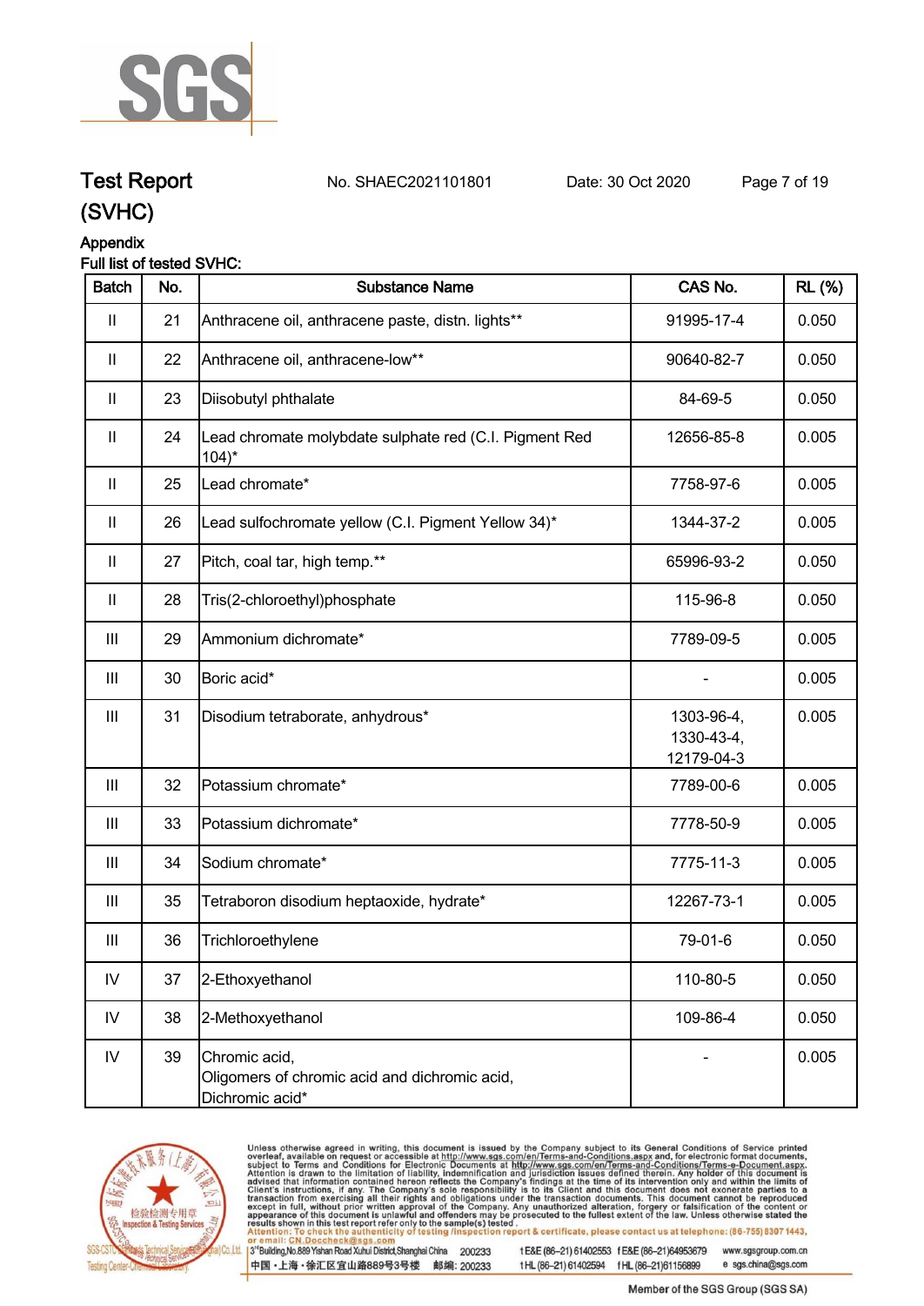## Test Report (SVHC)

No. SHAEC2021101801 Date: 30 Oct 2020

### Appendix

Full list of tested SVHC:

| Batch | No. | Substance Name | CAS No. | RL (%) |
|---|---|---|---|---|
| II | 21 | Anthracene oil, anthracene paste, distn. lights** | 91995-17-4 | 0.050 |
| II | 22 | Anthracene oil, anthracene-low** | 90640-82-7 | 0.050 |
| II | 23 | Diisobutyl phthalate | 84-69-5 | 0.050 |
| II | 24 | Lead chromate molybdate sulphate red (C.I. Pigment Red 104)* | 12656-85-8 | 0.005 |
| II | 25 | Lead chromate* | 7758-97-6 | 0.005 |
| II | 26 | Lead sulfochromate yellow (C.I. Pigment Yellow 34)* | 1344-37-2 | 0.005 |
| II | 27 | Pitch, coal tar, high temp.** | 65996-93-2 | 0.050 |
| II | 28 | Tris(2-chloroethyl)phosphate | 115-96-8 | 0.050 |
| III | 29 | Ammonium dichromate* | 7789-09-5 | 0.005 |
| III | 30 | Boric acid* | - | 0.005 |
| III | 31 | Disodium tetraborate, anhydrous* | 1303-96-4, 1330-43-4, 12179-04-3 | 0.005 |
| III | 32 | Potassium chromate* | 7789-00-6 | 0.005 |
| III | 33 | Potassium dichromate* | 7778-50-9 | 0.005 |
| III | 34 | Sodium chromate* | 7775-11-3 | 0.005 |
| III | 35 | Tetraboron disodium heptaoxide, hydrate* | 12267-73-1 | 0.005 |
| III | 36 | Trichloroethylene | 79-01-6 | 0.050 |
| IV | 37 | 2-Ethoxyethanol | 110-80-5 | 0.050 |
| IV | 38 | 2-Methoxyethanol | 109-86-4 | 0.050 |
| IV | 39 | Chromic acid, Oligomers of chromic acid and dichromic acid, Dichromic acid* | - | 0.005 |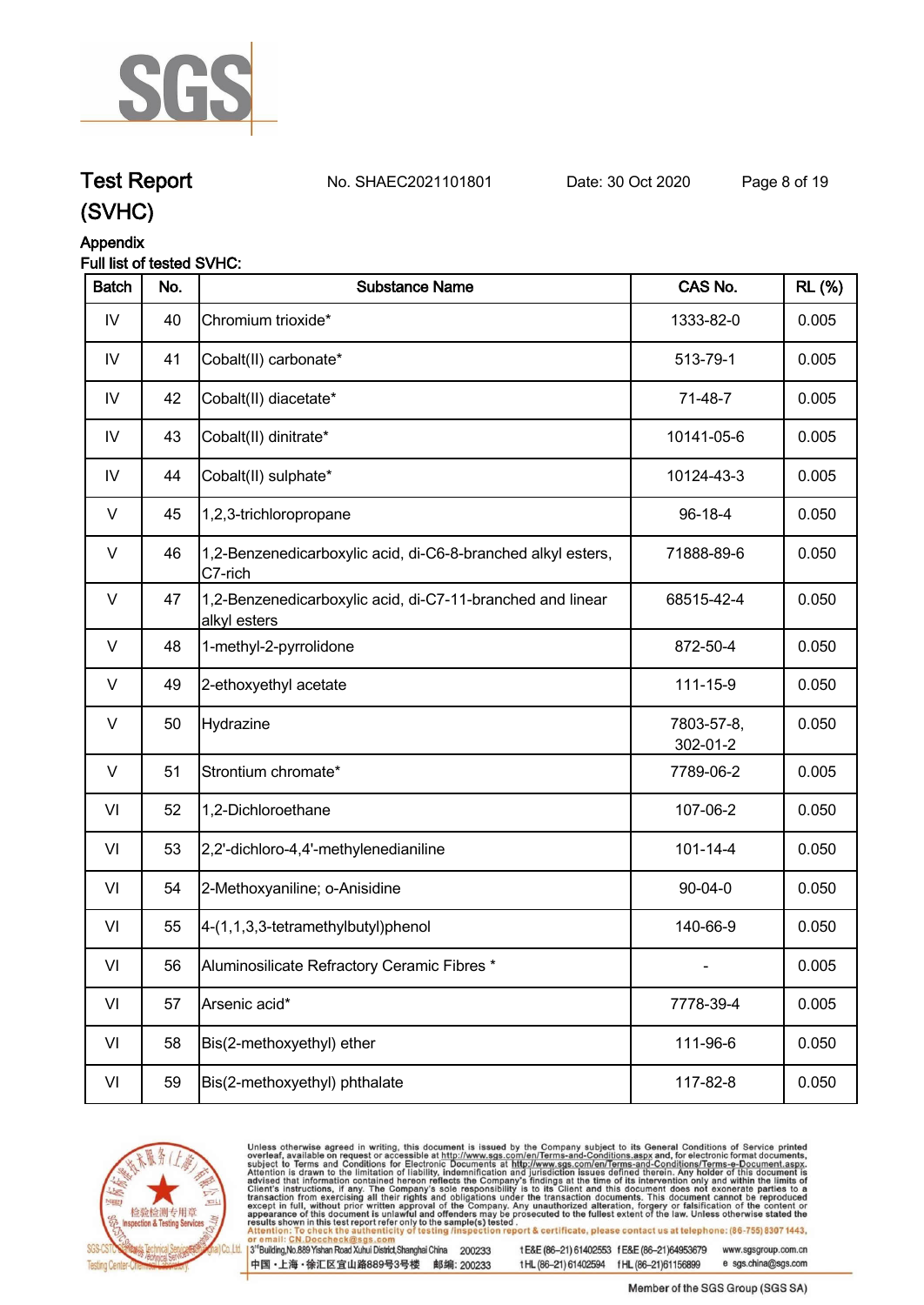## Appendix

### Full list of tested SVHC:

| Batch | No. | Substance Name | CAS No. | RL (%) |
|---|---|---|---|---|
| IV | 40 | Chromium trioxide* | 1333-82-0 | 0.005 |
| IV | 41 | Cobalt(II) carbonate* | 513-79-1 | 0.005 |
| IV | 42 | Cobalt(II) diacetate* | 71-48-7 | 0.005 |
| IV | 43 | Cobalt(II) dinitrate* | 10141-05-6 | 0.005 |
| IV | 44 | Cobalt(II) sulphate* | 10124-43-3 | 0.005 |
| V | 45 | 1,2,3-trichloropropane | 96-18-4 | 0.050 |
| V | 46 | 1,2-Benzenedicarboxylic acid, di-C6-8-branched alkyl esters, C7-rich | 71888-89-6 | 0.050 |
| V | 47 | 1,2-Benzenedicarboxylic acid, di-C7-11-branched and linear alkyl esters | 68515-42-4 | 0.050 |
| V | 48 | 1-methyl-2-pyrrolidone | 872-50-4 | 0.050 |
| V | 49 | 2-ethoxyethyl acetate | 111-15-9 | 0.050 |
| V | 50 | Hydrazine | 7803-57-8, 302-01-2 | 0.050 |
| V | 51 | Strontium chromate* | 7789-06-2 | 0.005 |
| VI | 52 | 1,2-Dichloroethane | 107-06-2 | 0.050 |
| VI | 53 | 2,2'-dichloro-4,4'-methylenedianiline | 101-14-4 | 0.050 |
| VI | 54 | 2-Methoxyaniline; o-Anisidine | 90-04-0 | 0.050 |
| VI | 55 | 4-(1,1,3,3-tetramethylbutyl)phenol | 140-66-9 | 0.050 |
| VI | 56 | Aluminosilicate Refractory Ceramic Fibres * | - | 0.005 |
| VI | 57 | Arsenic acid* | 7778-39-4 | 0.005 |
| VI | 58 | Bis(2-methoxyethyl) ether | 111-96-6 | 0.050 |
| VI | 59 | Bis(2-methoxyethyl) phthalate | 117-82-8 | 0.050 |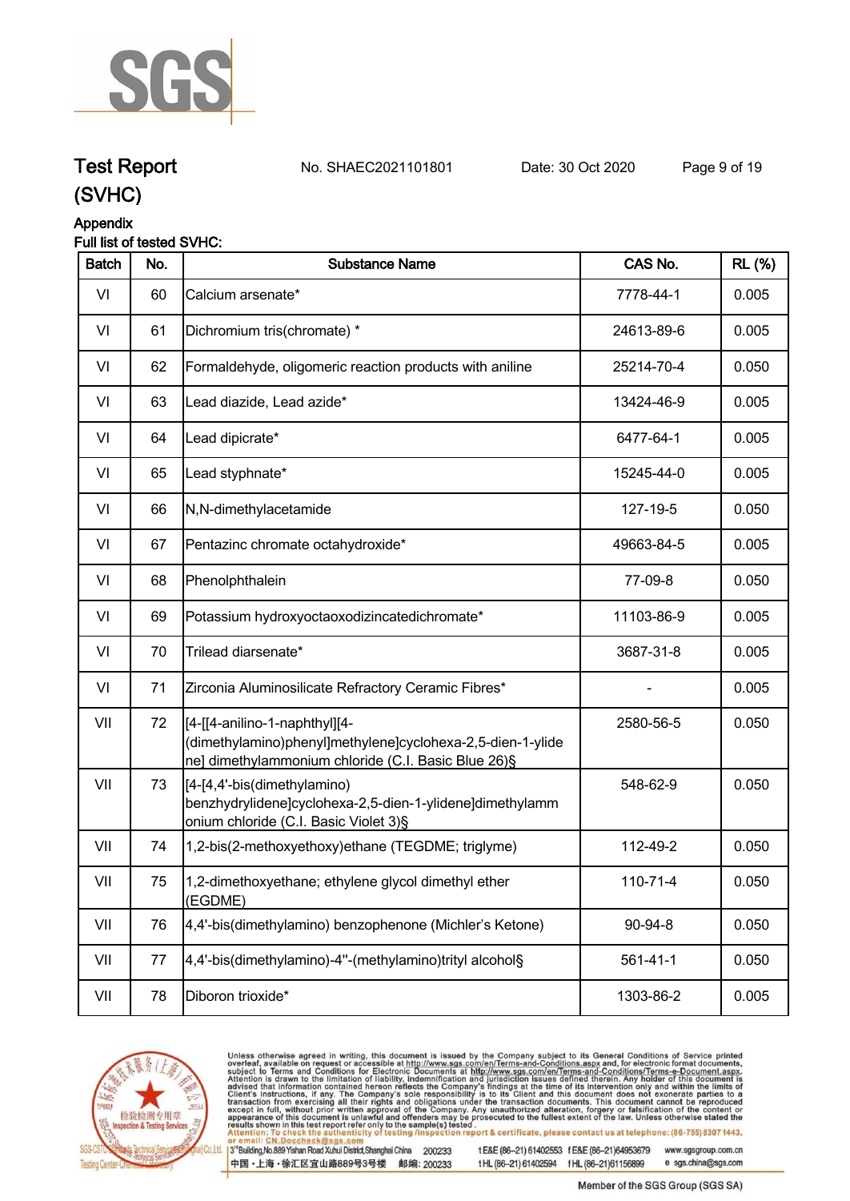# Test Report (SVHC)

No. SHAEC2021101801 Date: 30 Oct 2020

## Appendix

Full list of tested SVHC:

| Batch | No. | Substance Name | CAS No. | RL (%) |
|---|---|---|---|---|
| VI | 60 | Calcium arsenate* | 7778-44-1 | 0.005 |
| VI | 61 | Dichromium tris(chromate) * | 24613-89-6 | 0.005 |
| VI | 62 | Formaldehyde, oligomeric reaction products with aniline | 25214-70-4 | 0.050 |
| VI | 63 | Lead diazide, Lead azide* | 13424-46-9 | 0.005 |
| VI | 64 | Lead dipicrate* | 6477-64-1 | 0.005 |
| VI | 65 | Lead styphnate* | 15245-44-0 | 0.005 |
| VI | 66 | N,N-dimethylacetamide | 127-19-5 | 0.050 |
| VI | 67 | Pentazinc chromate octahydroxide* | 49663-84-5 | 0.005 |
| VI | 68 | Phenolphthalein | 77-09-8 | 0.050 |
| VI | 69 | Potassium hydroxyoctaoxodizincatedichromate* | 11103-86-9 | 0.005 |
| VI | 70 | Trilead diarsenate* | 3687-31-8 | 0.005 |
| VI | 71 | Zirconia Aluminosilicate Refractory Ceramic Fibres* | - | 0.005 |
| VII | 72 | [4-[[4-anilino-1-naphthyl][4-(dimethylamino)phenyl]methylene]cyclohexa-2,5-dien-1-ylidene] dimethylammonium chloride (C.I. Basic Blue 26)§ | 2580-56-5 | 0.050 |
| VII | 73 | [4-[4,4'-bis(dimethylamino) benzhydrylidene]cyclohexa-2,5-dien-1-ylidene]dimethylammonium chloride (C.I. Basic Violet 3)§ | 548-62-9 | 0.050 |
| VII | 74 | 1,2-bis(2-methoxyethoxy)ethane (TEGDME; triglyme) | 112-49-2 | 0.050 |
| VII | 75 | 1,2-dimethoxyethane; ethylene glycol dimethyl ether (EGDME) | 110-71-4 | 0.050 |
| VII | 76 | 4,4'-bis(dimethylamino) benzophenone (Michler's Ketone) | 90-94-8 | 0.050 |
| VII | 77 | 4,4'-bis(dimethylamino)-4''-(methylamino)trityl alcohol§ | 561-41-1 | 0.050 |
| VII | 78 | Diboron trioxide* | 1303-86-2 | 0.005 |

Unless otherwise agreed in writing, this document is issued by the Company subject to its General Conditions of Service printed overleaf, available on request or accessible at http://www.sgs.com/en/Terms-and-Conditions.aspx and, for electronic format documents, subject to Terms and Conditions for Electronic Documents at http://www.sgs.com/en/Terms-and-Conditions/Terms-e-Document.aspx. Attention is drawn to the limitation of liability, indemnification and jurisdiction issues defined therein. Any holder of this document is advised that information contained hereon reflects the Company's findings at the time of its intervention only and within the limits of Client's instructions, if any. The Company's sole responsibility is to its Client and this document does not exonerate parties to a transaction from exercising all their rights and obligations under the transaction documents. This document cannot be reproduced except in full, without prior written approval of the Company. Any unauthorized alteration, forgery or falsification of the content or appearance of this document is unlawful and offenders may be prosecuted to the fullest extent of the law. Unless otherwise stated the results shown in this test report refer only to the sample(s) tested.

Attention: To check the authenticity of testing /inspection report & certificate, please contact us at telephone: (86-755) 8307 1443, or email: CN.Doccheck@sgs.com

3rd Building, No.889 Yishan Road Xuhui District, Shanghai China 200233 t E&E (86-21) 61402553 f E&E (86-21)64953679 www.sgsgroup.com.cn

中国・上海・徐汇区宜山路889号3号楼 邮编: 200233 t HL (86-21) 61402594 f HL (86-21)61156899 e sgs.china@sgs.com

Member of the SGS Group (SGS SA)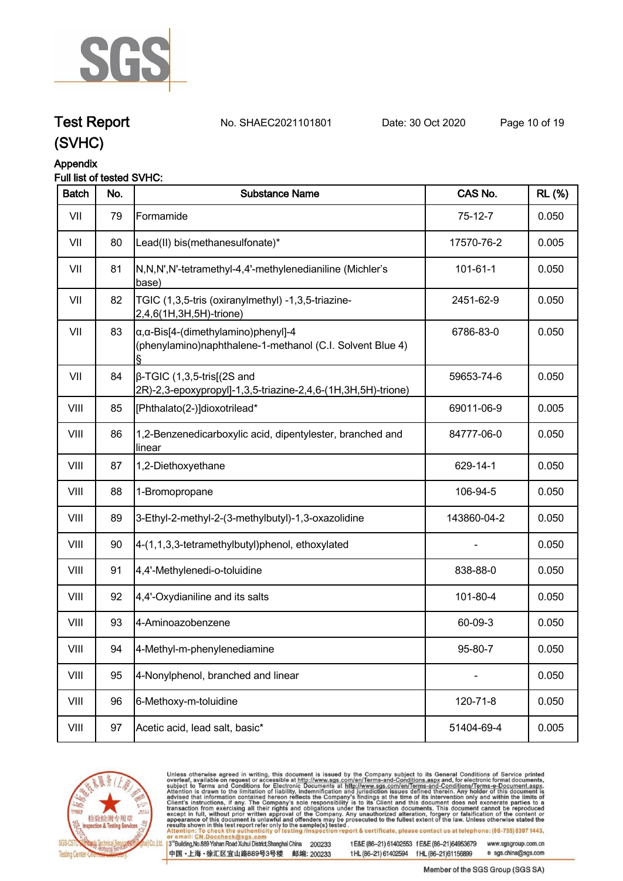# Test Report (SVHC)

No. SHAEC2021101801 Date: 30 Oct 2020

## Appendix

Full list of tested SVHC:

| Batch | No. | Substance Name | CAS No. | RL (%) |
|---|---|---|---|---|
| VII | 79 | Formamide | 75-12-7 | 0.050 |
| VII | 80 | Lead(II) bis(methanesulfonate)* | 17570-76-2 | 0.005 |
| VII | 81 | N,N,N',N'-tetramethyl-4,4'-methylenedianiline (Michler's base) | 101-61-1 | 0.050 |
| VII | 82 | TGIC (1,3,5-tris (oxiranylmethyl) -1,3,5-triazine-2,4,6(1H,3H,5H)-trione) | 2451-62-9 | 0.050 |
| VII | 83 | α,α-Bis[4-(dimethylamino)phenyl]-4 (phenylamino)naphthalene-1-methanol (C.I. Solvent Blue 4) § | 6786-83-0 | 0.050 |
| VII | 84 | β-TGIC (1,3,5-tris[(2S and 2R)-2,3-epoxypropyl]-1,3,5-triazine-2,4,6-(1H,3H,5H)-trione) | 59653-74-6 | 0.050 |
| VIII | 85 | [Phthalato(2-)]dioxotrilead* | 69011-06-9 | 0.005 |
| VIII | 86 | 1,2-Benzenedicarboxylic acid, dipentylester, branched and linear | 84777-06-0 | 0.050 |
| VIII | 87 | 1,2-Diethoxyethane | 629-14-1 | 0.050 |
| VIII | 88 | 1-Bromopropane | 106-94-5 | 0.050 |
| VIII | 89 | 3-Ethyl-2-methyl-2-(3-methylbutyl)-1,3-oxazolidine | 143860-04-2 | 0.050 |
| VIII | 90 | 4-(1,1,3,3-tetramethylbutyl)phenol, ethoxylated | - | 0.050 |
| VIII | 91 | 4,4'-Methylenedi-o-toluidine | 838-88-0 | 0.050 |
| VIII | 92 | 4,4'-Oxydianiline and its salts | 101-80-4 | 0.050 |
| VIII | 93 | 4-Aminoazobenzene | 60-09-3 | 0.050 |
| VIII | 94 | 4-Methyl-m-phenylenediamine | 95-80-7 | 0.050 |
| VIII | 95 | 4-Nonylphenol, branched and linear | - | 0.050 |
| VIII | 96 | 6-Methoxy-m-toluidine | 120-71-8 | 0.050 |
| VIII | 97 | Acetic acid, lead salt, basic* | 51404-69-4 | 0.005 |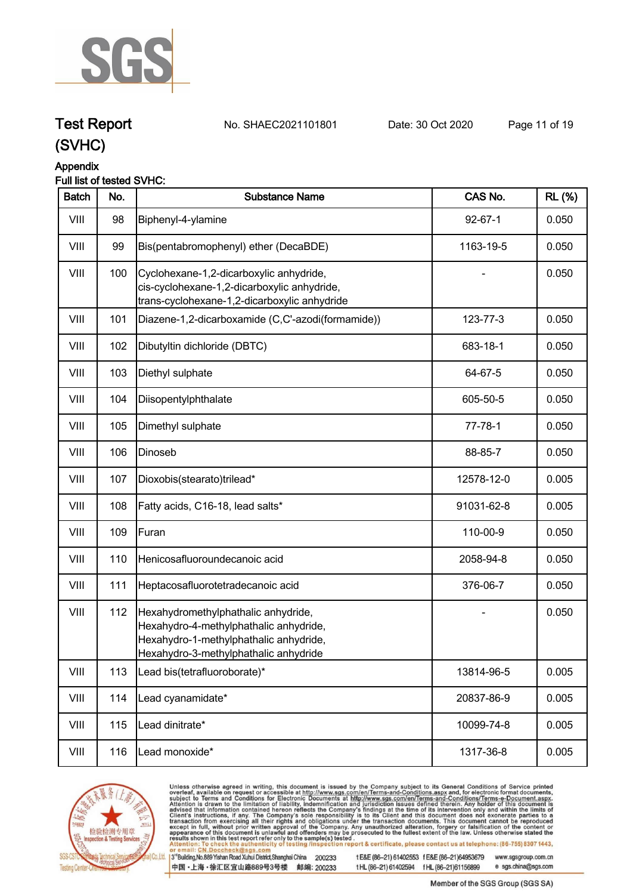# Test Report (SVHC)

No. SHAEC2021101801 Date: 30 Oct 2020

## Appendix

**Full list of tested SVHC:**

| Batch | No. | Substance Name | CAS No. | RL (%) |
|---|---|---|---|---|
| VIII | 98 | Biphenyl-4-ylamine | 92-67-1 | 0.050 |
| VIII | 99 | Bis(pentabromophenyl) ether (DecaBDE) | 1163-19-5 | 0.050 |
| VIII | 100 | Cyclohexane-1,2-dicarboxylic anhydride, cis-cyclohexane-1,2-dicarboxylic anhydride, trans-cyclohexane-1,2-dicarboxylic anhydride | - | 0.050 |
| VIII | 101 | Diazene-1,2-dicarboxamide (C,C'-azodi(formamide)) | 123-77-3 | 0.050 |
| VIII | 102 | Dibutyltin dichloride (DBTC) | 683-18-1 | 0.050 |
| VIII | 103 | Diethyl sulphate | 64-67-5 | 0.050 |
| VIII | 104 | Diisopentylphthalate | 605-50-5 | 0.050 |
| VIII | 105 | Dimethyl sulphate | 77-78-1 | 0.050 |
| VIII | 106 | Dinoseb | 88-85-7 | 0.050 |
| VIII | 107 | Dioxobis(stearato)trilead* | 12578-12-0 | 0.005 |
| VIII | 108 | Fatty acids, C16-18, lead salts* | 91031-62-8 | 0.005 |
| VIII | 109 | Furan | 110-00-9 | 0.050 |
| VIII | 110 | Henicosafluoroundecanoic acid | 2058-94-8 | 0.050 |
| VIII | 111 | Heptacosafluorotetradecanoic acid | 376-06-7 | 0.050 |
| VIII | 112 | Hexahydromethylphathalic anhydride, Hexahydro-4-methylphathalic anhydride, Hexahydro-1-methylphathalic anhydride, Hexahydro-3-methylphathalic anhydride | - | 0.050 |
| VIII | 113 | Lead bis(tetrafluoroborate)* | 13814-96-5 | 0.005 |
| VIII | 114 | Lead cyanamidate* | 20837-86-9 | 0.005 |
| VIII | 115 | Lead dinitrate* | 10099-74-8 | 0.005 |
| VIII | 116 | Lead monoxide* | 1317-36-8 | 0.005 |

Unless otherwise agreed in writing, this document is issued by the Company subject to its General Conditions of Service printed overleaf, available on request or accessible at http://www.sgs.com/en/Terms-and-Conditions.aspx and, for electronic format documents, subject to Terms and Conditions for Electronic Documents at http://www.sgs.com/en/Terms-and-Conditions/Terms-e-Document.aspx. Attention is drawn to the limitation of liability, indemnification and jurisdiction issues defined therein. Any holder of this document is advised that information contained hereon reflects the Company's findings at the time of its intervention only and within the limits of Client's instructions, if any. The Company's sole responsibility is to its Client and this document does not exonerate parties to a transaction from exercising all their rights and obligations under the transaction documents. This document cannot be reproduced except in full, without prior written approval of the Company. Any unauthorized alteration, forgery or falsification of the content or appearance of this document is unlawful and offenders may be prosecuted to the fullest extent of the law. Unless otherwise stated the results shown in this test report refer only to the sample(s) tested.
Attention: To check the authenticity of testing /inspection report & certificate, please contact us at telephone: (86-755) 8307 1443, or email: CN.Doccheck@sgs.com

3rd Building, No.889 Yishan Road Xuhui District, Shanghai China 200233 t E&E (86-21) 61402553 f E&E (86-21)64953679 www.sgsgroup.com.cn
中国・上海・徐汇区宜山路889号3号楼 邮编: 200233 t HL (86-21) 61402594 f HL (86-21)61156899 e sgs.china@sgs.com

Member of the SGS Group (SGS SA)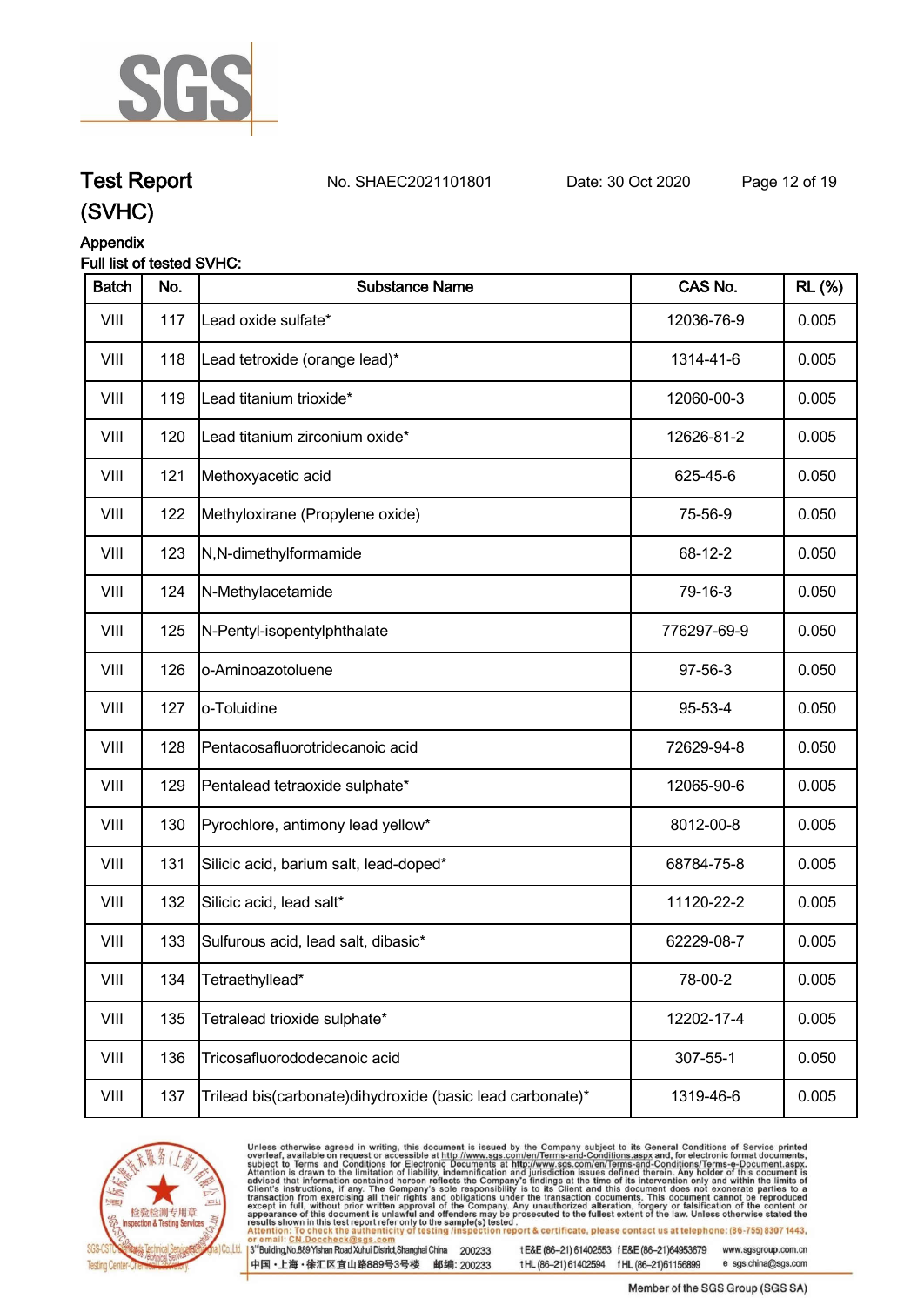# Test Report (SVHC)

No. SHAEC2021101801 Date: 30 Oct 2020

## Appendix

Full list of tested SVHC:

| Batch | No. | Substance Name | CAS No. | RL (%) |
|---|---|---|---|---|
| VIII | 117 | Lead oxide sulfate* | 12036-76-9 | 0.005 |
| VIII | 118 | Lead tetroxide (orange lead)* | 1314-41-6 | 0.005 |
| VIII | 119 | Lead titanium trioxide* | 12060-00-3 | 0.005 |
| VIII | 120 | Lead titanium zirconium oxide* | 12626-81-2 | 0.005 |
| VIII | 121 | Methoxyacetic acid | 625-45-6 | 0.050 |
| VIII | 122 | Methyloxirane (Propylene oxide) | 75-56-9 | 0.050 |
| VIII | 123 | N,N-dimethylformamide | 68-12-2 | 0.050 |
| VIII | 124 | N-Methylacetamide | 79-16-3 | 0.050 |
| VIII | 125 | N-Pentyl-isopentylphthalate | 776297-69-9 | 0.050 |
| VIII | 126 | o-Aminoazotoluene | 97-56-3 | 0.050 |
| VIII | 127 | o-Toluidine | 95-53-4 | 0.050 |
| VIII | 128 | Pentacosafluorotridecanoic acid | 72629-94-8 | 0.050 |
| VIII | 129 | Pentalead tetraoxide sulphate* | 12065-90-6 | 0.005 |
| VIII | 130 | Pyrochlore, antimony lead yellow* | 8012-00-8 | 0.005 |
| VIII | 131 | Silicic acid, barium salt, lead-doped* | 68784-75-8 | 0.005 |
| VIII | 132 | Silicic acid, lead salt* | 11120-22-2 | 0.005 |
| VIII | 133 | Sulfurous acid, lead salt, dibasic* | 62229-08-7 | 0.005 |
| VIII | 134 | Tetraethyllead* | 78-00-2 | 0.005 |
| VIII | 135 | Tetralead trioxide sulphate* | 12202-17-4 | 0.005 |
| VIII | 136 | Tricosafluorododecanoic acid | 307-55-1 | 0.050 |
| VIII | 137 | Trilead bis(carbonate)dihydroxide (basic lead carbonate)* | 1319-46-6 | 0.005 |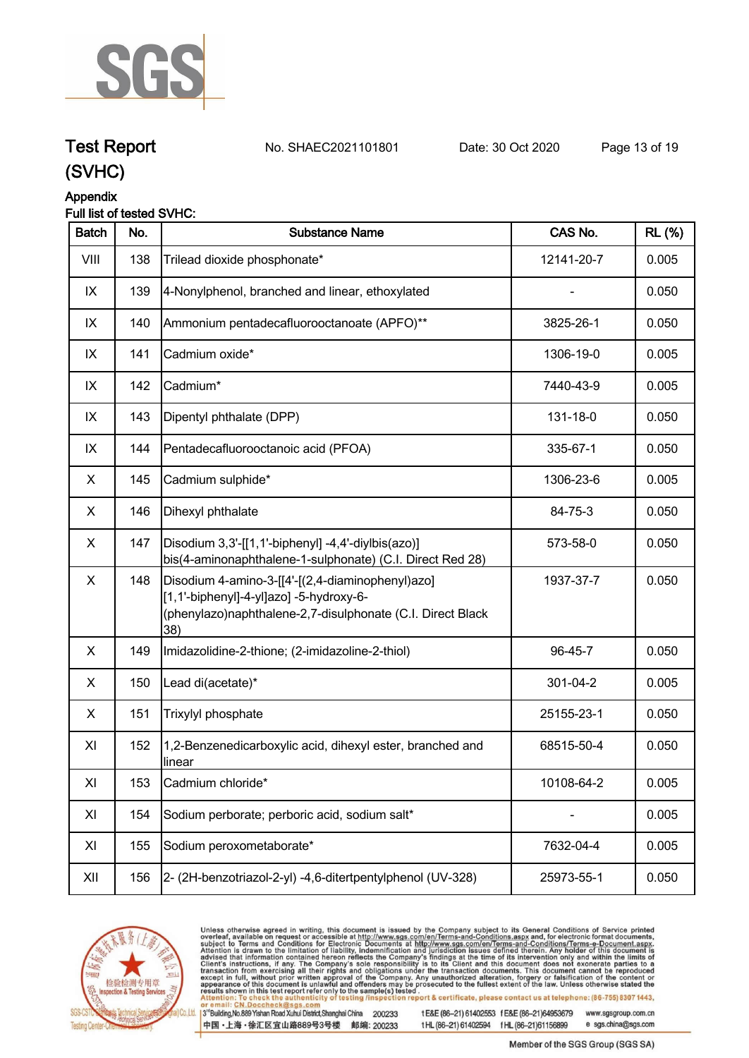# Test Report (SVHC)

No. SHAEC2021101801 Date: 30 Oct 2020

## Appendix

Full list of tested SVHC:

| Batch | No. | Substance Name | CAS No. | RL (%) |
|---|---|---|---|---|
| VIII | 138 | Trilead dioxide phosphonate* | 12141-20-7 | 0.005 |
| IX | 139 | 4-Nonylphenol, branched and linear, ethoxylated | - | 0.050 |
| IX | 140 | Ammonium pentadecafluorooctanoate (APFO)** | 3825-26-1 | 0.050 |
| IX | 141 | Cadmium oxide* | 1306-19-0 | 0.005 |
| IX | 142 | Cadmium* | 7440-43-9 | 0.005 |
| IX | 143 | Dipentyl phthalate (DPP) | 131-18-0 | 0.050 |
| IX | 144 | Pentadecafluorooctanoic acid (PFOA) | 335-67-1 | 0.050 |
| X | 145 | Cadmium sulphide* | 1306-23-6 | 0.005 |
| X | 146 | Dihexyl phthalate | 84-75-3 | 0.050 |
| X | 147 | Disodium 3,3'-[[1,1'-biphenyl] -4,4'-diylbis(azo)] bis(4-aminonaphthalene-1-sulphonate) (C.I. Direct Red 28) | 573-58-0 | 0.050 |
| X | 148 | Disodium 4-amino-3-[[4'-[(2,4-diaminophenyl)azo] [1,1'-biphenyl]-4-yl]azo] -5-hydroxy-6-(phenylazo)naphthalene-2,7-disulphonate (C.I. Direct Black 38) | 1937-37-7 | 0.050 |
| X | 149 | Imidazolidine-2-thione; (2-imidazoline-2-thiol) | 96-45-7 | 0.050 |
| X | 150 | Lead di(acetate)* | 301-04-2 | 0.005 |
| X | 151 | Trixylyl phosphate | 25155-23-1 | 0.050 |
| XI | 152 | 1,2-Benzenedicarboxylic acid, dihexyl ester, branched and linear | 68515-50-4 | 0.050 |
| XI | 153 | Cadmium chloride* | 10108-64-2 | 0.005 |
| XI | 154 | Sodium perborate; perboric acid, sodium salt* | - | 0.005 |
| XI | 155 | Sodium peroxometaborate* | 7632-04-4 | 0.005 |
| XII | 156 | 2- (2H-benzotriazol-2-yl) -4,6-ditertpentylphenol (UV-328) | 25973-55-1 | 0.050 |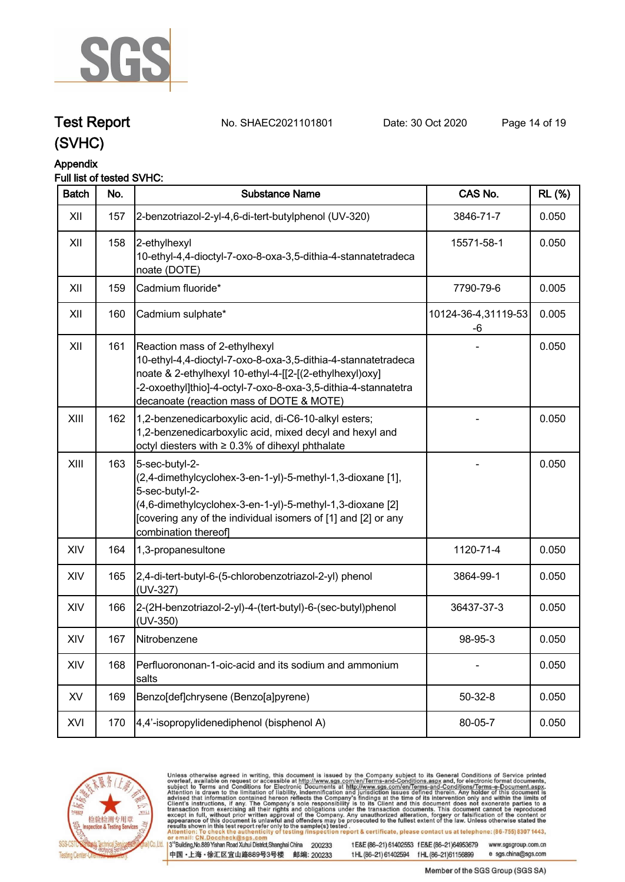# Test Report (SVHC)

No. SHAEC2021101801 Date: 30 Oct 2020

## Appendix

### Full list of tested SVHC:

| Batch | No. | Substance Name | CAS No. | RL (%) |
|---|---|---|---|---|
| XII | 157 | 2-benzotriazol-2-yl-4,6-di-tert-butylphenol (UV-320) | 3846-71-7 | 0.050 |
| XII | 158 | 2-ethylhexyl 10-ethyl-4,4-dioctyl-7-oxo-8-oxa-3,5-dithia-4-stannatetradecanoate (DOTE) | 15571-58-1 | 0.050 |
| XII | 159 | Cadmium fluoride* | 7790-79-6 | 0.005 |
| XII | 160 | Cadmium sulphate* | 10124-36-4,31119-53-6 | 0.005 |
| XII | 161 | Reaction mass of 2-ethylhexyl 10-ethyl-4,4-dioctyl-7-oxo-8-oxa-3,5-dithia-4-stannatetradecanoate & 2-ethylhexyl 10-ethyl-4-[[2-[(2-ethylhexyl)oxy]-2-oxoethyl]thio]-4-octyl-7-oxo-8-oxa-3,5-dithia-4-stannatetradecanoate (reaction mass of DOTE & MOTE) | - | 0.050 |
| XIII | 162 | 1,2-benzenedicarboxylic acid, di-C6-10-alkyl esters; 1,2-benzenedicarboxylic acid, mixed decyl and hexyl and octyl diesters with ≥ 0.3% of dihexyl phthalate | - | 0.050 |
| XIII | 163 | 5-sec-butyl-2-(2,4-dimethylcyclohex-3-en-1-yl)-5-methyl-1,3-dioxane [1], 5-sec-butyl-2-(4,6-dimethylcyclohex-3-en-1-yl)-5-methyl-1,3-dioxane [2] [covering any of the individual isomers of [1] and [2] or any combination thereof] | - | 0.050 |
| XIV | 164 | 1,3-propanesultone | 1120-71-4 | 0.050 |
| XIV | 165 | 2,4-di-tert-butyl-6-(5-chlorobenzotriazol-2-yl) phenol (UV-327) | 3864-99-1 | 0.050 |
| XIV | 166 | 2-(2H-benzotriazol-2-yl)-4-(tert-butyl)-6-(sec-butyl)phenol (UV-350) | 36437-37-3 | 0.050 |
| XIV | 167 | Nitrobenzene | 98-95-3 | 0.050 |
| XIV | 168 | Perfluorononan-1-oic-acid and its sodium and ammonium salts | - | 0.050 |
| XV | 169 | Benzo[def]chrysene (Benzo[a]pyrene) | 50-32-8 | 0.050 |
| XVI | 170 | 4,4'-isopropylidenediphenol (bisphenol A) | 80-05-7 | 0.050 |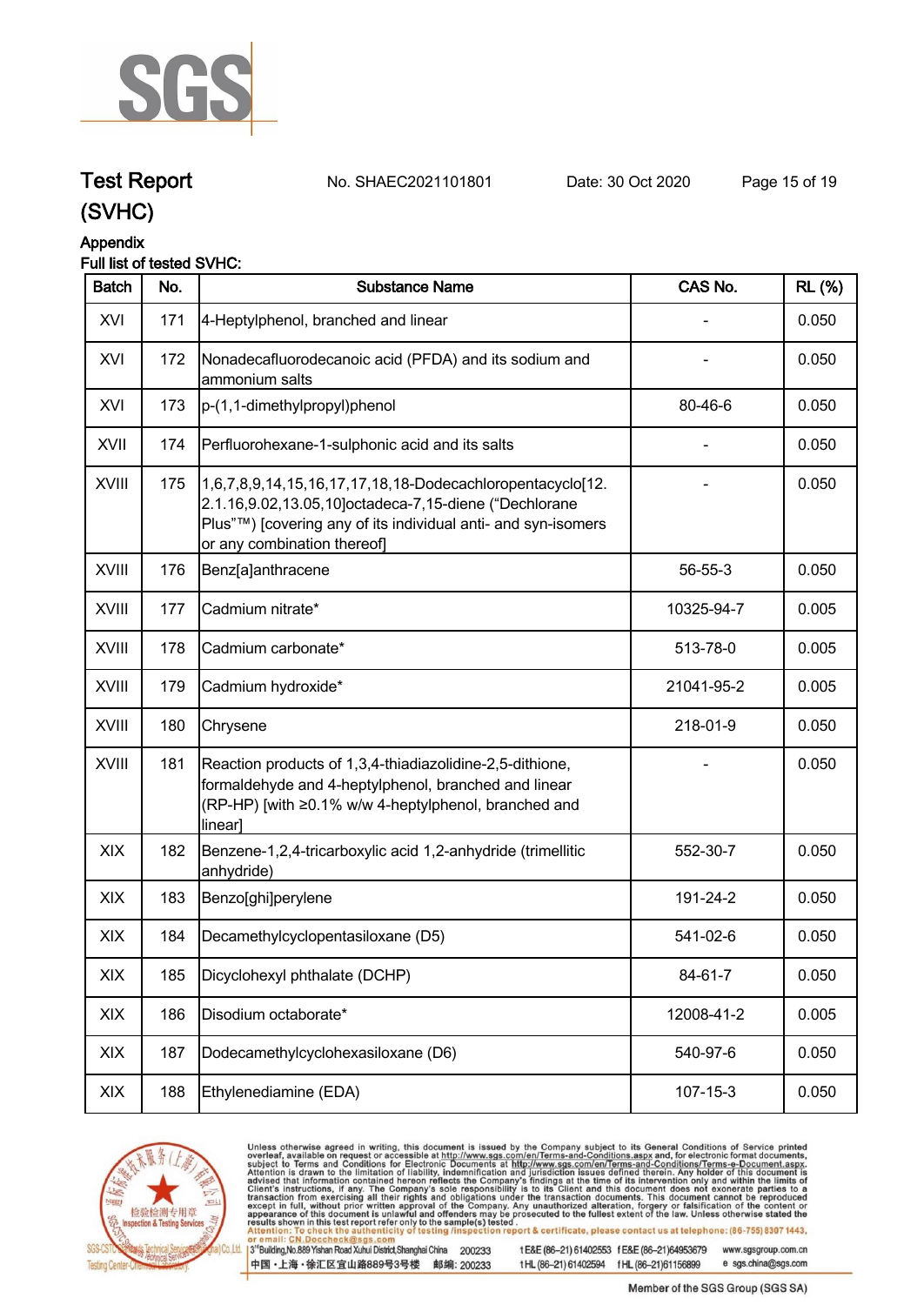## Test Report (SVHC)

No. SHAEC2021101801 Date: 30 Oct 2020

### Appendix

Full list of tested SVHC:

| Batch | No. | Substance Name | CAS No. | RL (%) |
|---|---|---|---|---|
| XVI | 171 | 4-Heptylphenol, branched and linear | - | 0.050 |
| XVI | 172 | Nonadecafluorodecanoic acid (PFDA) and its sodium and ammonium salts | - | 0.050 |
| XVI | 173 | p-(1,1-dimethylpropyl)phenol | 80-46-6 | 0.050 |
| XVII | 174 | Perfluorohexane-1-sulphonic acid and its salts | - | 0.050 |
| XVIII | 175 | 1,6,7,8,9,14,15,16,17,17,18,18-Dodecachloropentacyclo[12.2.1.16,9.02,13.05,10]octadeca-7,15-diene ("Dechlorane Plus"™) [covering any of its individual anti- and syn-isomers or any combination thereof] | - | 0.050 |
| XVIII | 176 | Benz[a]anthracene | 56-55-3 | 0.050 |
| XVIII | 177 | Cadmium nitrate* | 10325-94-7 | 0.005 |
| XVIII | 178 | Cadmium carbonate* | 513-78-0 | 0.005 |
| XVIII | 179 | Cadmium hydroxide* | 21041-95-2 | 0.005 |
| XVIII | 180 | Chrysene | 218-01-9 | 0.050 |
| XVIII | 181 | Reaction products of 1,3,4-thiadiazolidine-2,5-dithione, formaldehyde and 4-heptylphenol, branched and linear (RP-HP) [with ≥0.1% w/w 4-heptylphenol, branched and linear] | - | 0.050 |
| XIX | 182 | Benzene-1,2,4-tricarboxylic acid 1,2-anhydride (trimellitic anhydride) | 552-30-7 | 0.050 |
| XIX | 183 | Benzo[ghi]perylene | 191-24-2 | 0.050 |
| XIX | 184 | Decamethylcyclopentasiloxane (D5) | 541-02-6 | 0.050 |
| XIX | 185 | Dicyclohexyl phthalate (DCHP) | 84-61-7 | 0.050 |
| XIX | 186 | Disodium octaborate* | 12008-41-2 | 0.005 |
| XIX | 187 | Dodecamethylcyclohexasiloxane (D6) | 540-97-6 | 0.050 |
| XIX | 188 | Ethylenediamine (EDA) | 107-15-3 | 0.050 |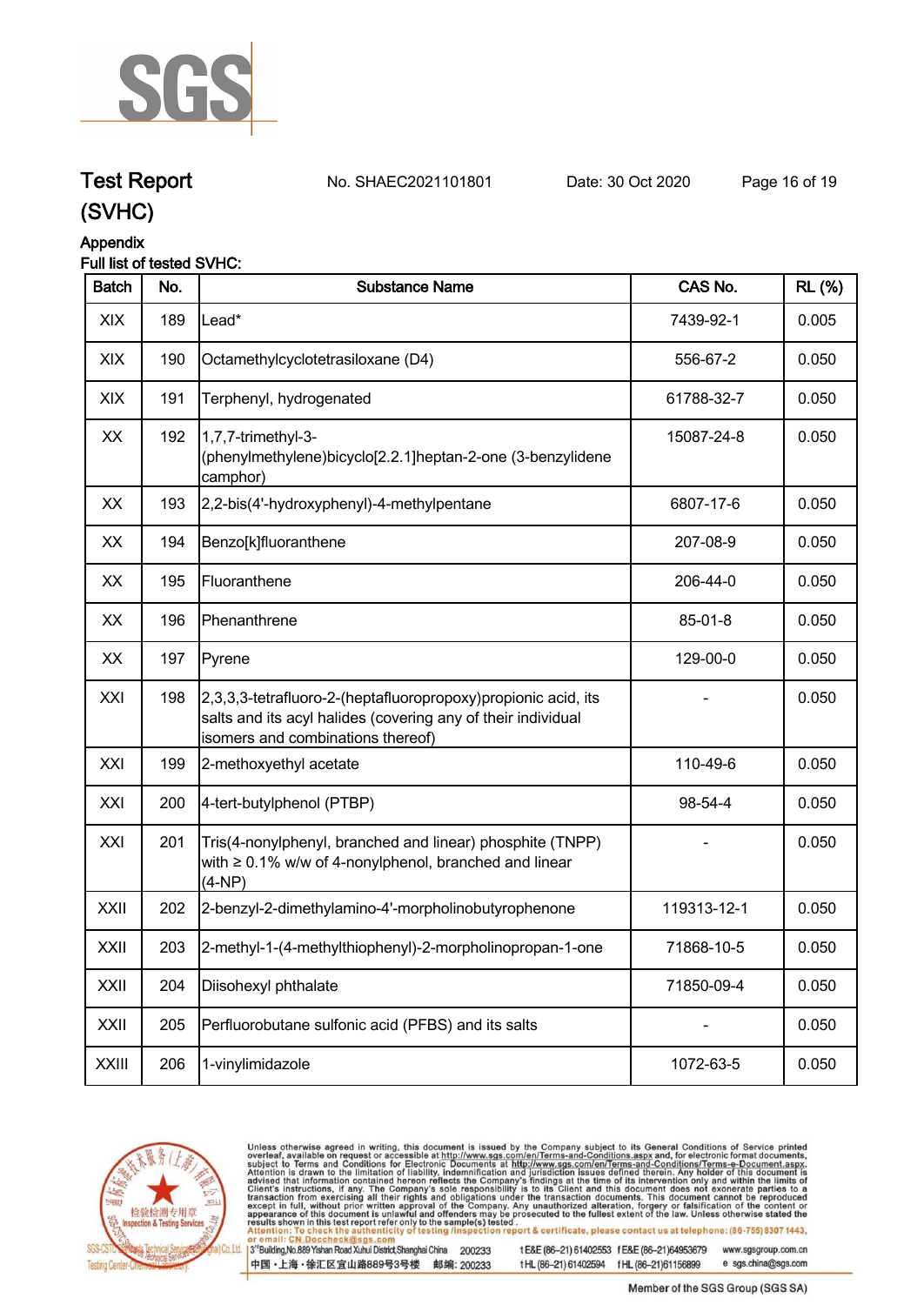# Test Report

No. SHAEC2021101801 Date: 30 Oct 2020

(SVHC)

## Appendix

Full list of tested SVHC:

| Batch | No. | Substance Name | CAS No. | RL (%) |
|---|---|---|---|---|
| XIX | 189 | Lead* | 7439-92-1 | 0.005 |
| XIX | 190 | Octamethylcyclotetrasiloxane (D4) | 556-67-2 | 0.050 |
| XIX | 191 | Terphenyl, hydrogenated | 61788-32-7 | 0.050 |
| XX | 192 | 1,7,7-trimethyl-3-(phenylmethylene)bicyclo[2.2.1]heptan-2-one (3-benzylidene camphor) | 15087-24-8 | 0.050 |
| XX | 193 | 2,2-bis(4'-hydroxyphenyl)-4-methylpentane | 6807-17-6 | 0.050 |
| XX | 194 | Benzo[k]fluoranthene | 207-08-9 | 0.050 |
| XX | 195 | Fluoranthene | 206-44-0 | 0.050 |
| XX | 196 | Phenanthrene | 85-01-8 | 0.050 |
| XX | 197 | Pyrene | 129-00-0 | 0.050 |
| XXI | 198 | 2,3,3,3-tetrafluoro-2-(heptafluoropropoxy)propionic acid, its salts and its acyl halides (covering any of their individual isomers and combinations thereof) | - | 0.050 |
| XXI | 199 | 2-methoxyethyl acetate | 110-49-6 | 0.050 |
| XXI | 200 | 4-tert-butylphenol (PTBP) | 98-54-4 | 0.050 |
| XXI | 201 | Tris(4-nonylphenyl, branched and linear) phosphite (TNPP) with ≥ 0.1% w/w of 4-nonylphenol, branched and linear (4-NP) | - | 0.050 |
| XXII | 202 | 2-benzyl-2-dimethylamino-4'-morpholinobutyrophenone | 119313-12-1 | 0.050 |
| XXII | 203 | 2-methyl-1-(4-methylthiophenyl)-2-morpholinopropan-1-one | 71868-10-5 | 0.050 |
| XXII | 204 | Diisohexyl phthalate | 71850-09-4 | 0.050 |
| XXII | 205 | Perfluorobutane sulfonic acid (PFBS) and its salts | - | 0.050 |
| XXIII | 206 | 1-vinylimidazole | 1072-63-5 | 0.050 |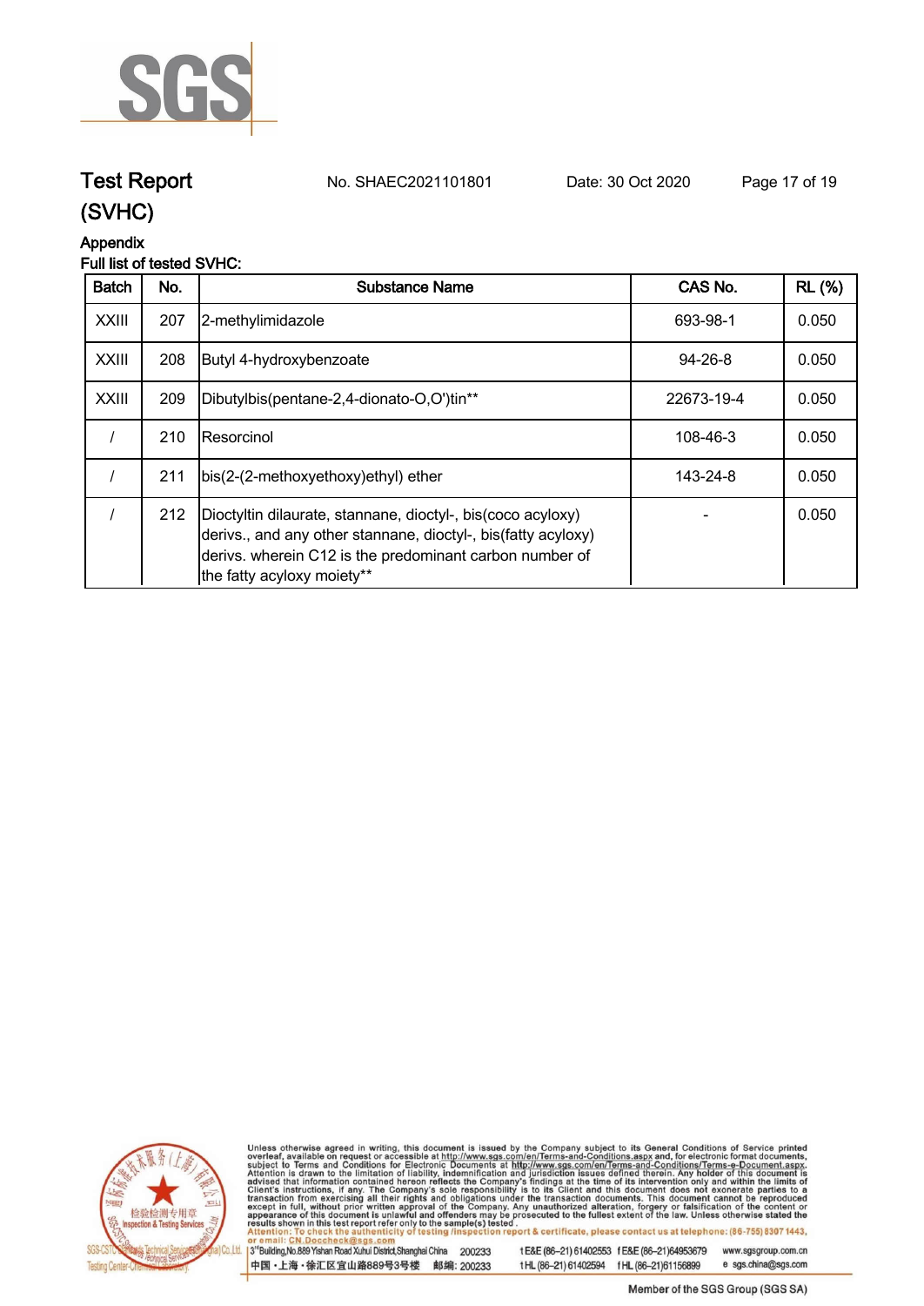# Test Report (SVHC)

No. SHAEC2021101801 Date: 30 Oct 2020

## Appendix

Full list of tested SVHC:

| Batch | No. | Substance Name | CAS No. | RL (%) |
|---|---|---|---|---|
| XXIII | 207 | 2-methylimidazole | 693-98-1 | 0.050 |
| XXIII | 208 | Butyl 4-hydroxybenzoate | 94-26-8 | 0.050 |
| XXIII | 209 | Dibutylbis(pentane-2,4-dionato-O,O')tin** | 22673-19-4 | 0.050 |
| / | 210 | Resorcinol | 108-46-3 | 0.050 |
| / | 211 | bis(2-(2-methoxyethoxy)ethyl) ether | 143-24-8 | 0.050 |
| / | 212 | Dioctyltin dilaurate, stannane, dioctyl-, bis(coco acyloxy) derivs., and any other stannane, dioctyl-, bis(fatty acyloxy) derivs. wherein C12 is the predominant carbon number of the fatty acyloxy moiety** | - | 0.050 |

Unless otherwise agreed in writing, this document is issued by the Company subject to its General Conditions of Service printed overleaf, available on request or accessible at http://www.sgs.com/en/Terms-and-Conditions.aspx and, for electronic format documents, subject to Terms and Conditions for Electronic Documents at http://www.sgs.com/en/Terms-and-Conditions/Terms-e-Document.aspx. Attention is drawn to the limitation of liability, indemnification and jurisdiction issues defined therein. Any holder of this document is advised that information contained hereon reflects the Company's findings at the time of its intervention only and within the limits of Client's instructions, if any. The Company's sole responsibility is to its Client and this document does not exonerate parties to a transaction from exercising all their rights and obligations under the transaction documents. This document cannot be reproduced except in full, without prior written approval of the Company. Any unauthorized alteration, forgery or falsification of the content or appearance of this document is unlawful and offenders may be prosecuted to the fullest extent of the law. Unless otherwise stated the results shown in this test report refer only to the sample(s) tested.
Attention: To check the authenticity of testing /inspection report & certificate, please contact us at telephone: (86-755) 8307 1443, or email: CN.Doccheck@sgs.com

3rd Building, No.889 Yishan Road Xuhui District, Shanghai China 200233 t E&E (86–21) 61402553 f E&E (86–21)64953679 www.sgsgroup.com.cn
中国・上海・徐汇区宜山路889号3号楼 邮编: 200233 t HL (86–21) 61402594 f HL (86–21)61156899 e sgs.china@sgs.com

Member of the SGS Group (SGS SA)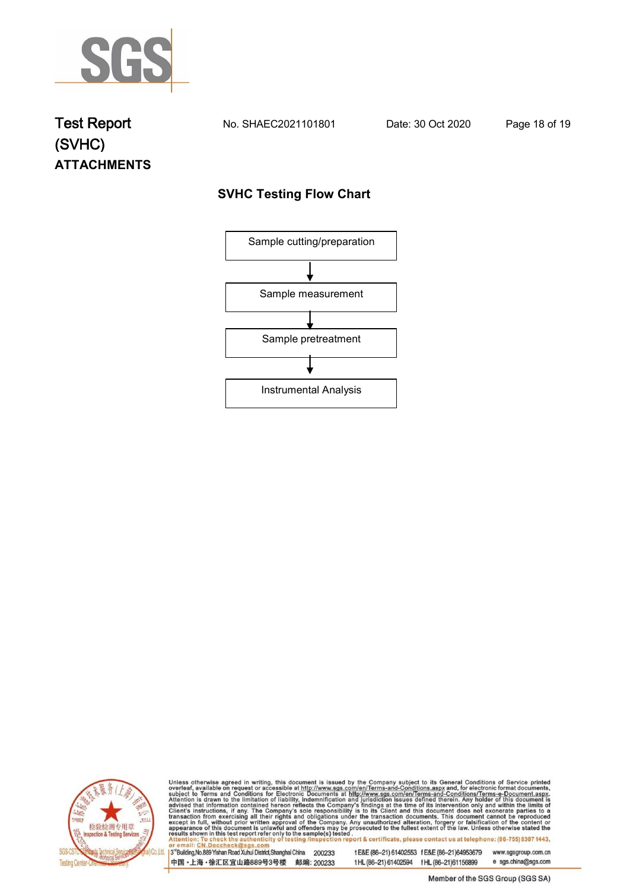# Test Report (SVHC)

No. SHAEC2021101801 Date: 30 Oct 2020

**ATTACHMENTS**

## SVHC Testing Flow Chart

Sample cutting/preparation

↓

Sample measurement

↓

Sample pretreatment

↓

Instrumental Analysis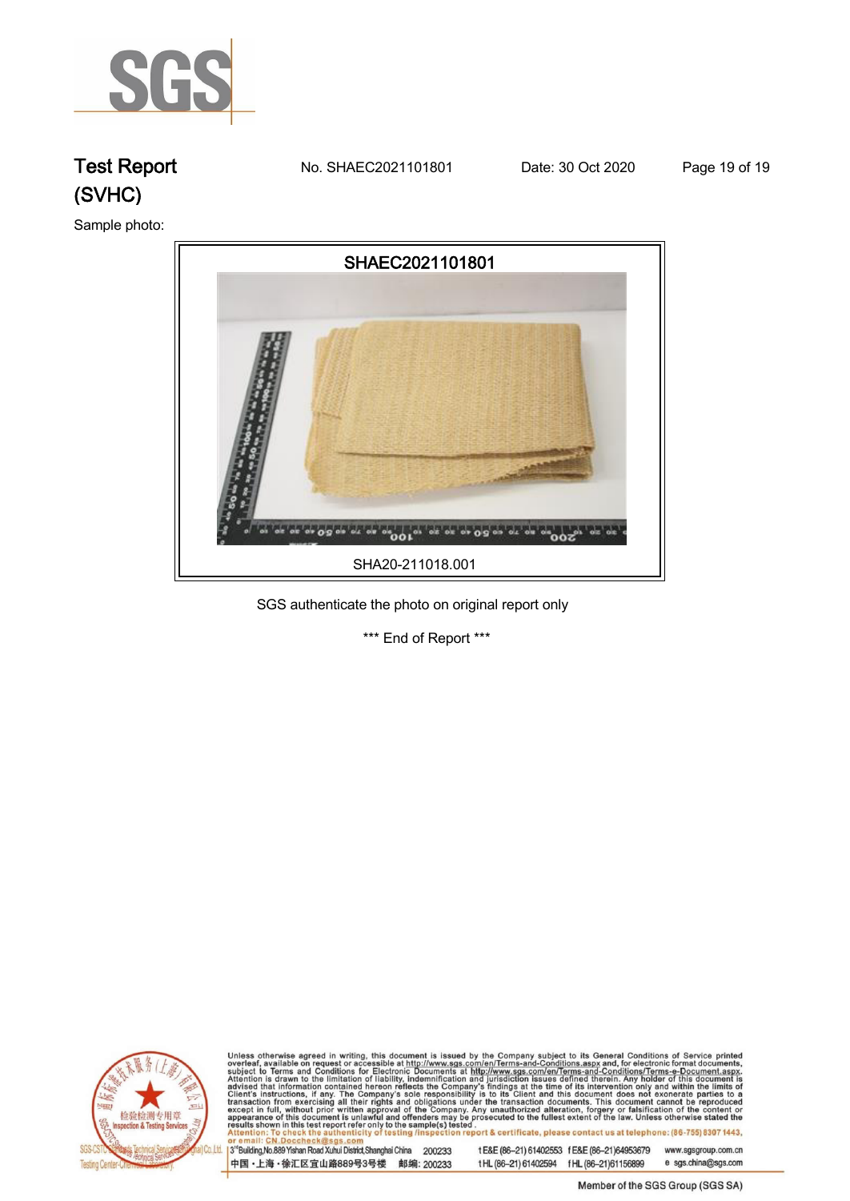Sample photo:

SHAEC2021101801

SHA20-211018.001

SGS authenticate the photo on original report only

*** End of Report ***